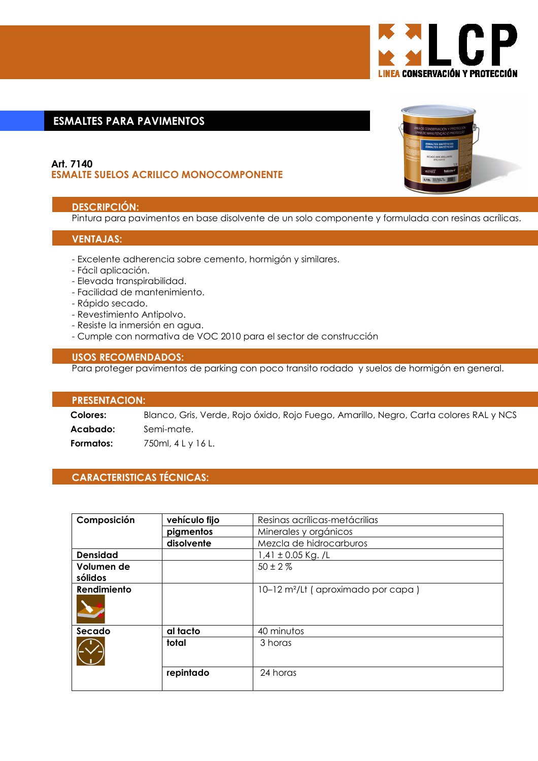# ESMALTES PARA PAVIMENTOS

**Art. 7140**
**ESMALTE SUELOS ACRILICO MONOCOMPONENTE**

## DESCRIPCIÓN:

Pintura para pavimentos en base disolvente de un solo componente y formulada con resinas acrílicas.

## VENTAJAS:

- Excelente adherencia sobre cemento, hormigón y similares.
- Fácil aplicación.
- Elevada transpirabilidad.
- Facilidad de mantenimiento.
- Rápido secado.
- Revestimiento Antipolvo.
- Resiste la inmersión en agua.
- Cumple con normativa de VOC 2010 para el sector de construcción

## USOS RECOMENDADOS:

Para proteger pavimentos de parking con poco transito rodado y suelos de hormigón en general.

## PRESENTACION:

**Colores:** Blanco, Gris, Verde, Rojo óxido, Rojo Fuego, Amarillo, Negro, Carta colores RAL y NCS

**Acabado:** Semi-mate.

**Formatos:** 750ml, 4 L y 16 L.

## CARACTERISTICAS TÉCNICAS:

| | | |
|---|---|---|
| **Composición** | **vehículo fijo** | Resinas acrílicas-metácrilias |
| | **pigmentos** | Minerales y orgánicos |
| | **disolvente** | Mezcla de hidrocarburos |
| **Densidad** | | 1,41 ± 0.05 Kg. /L |
| **Volumen de sólidos** | | 50 ± 2 % |
| **Rendimiento** | | 10–12 m²/Lt ( aproximado por capa ) |
| **Secado** | **al tacto** | 40 minutos |
| | **total** | 3 horas |
| | **repintado** | 24 horas |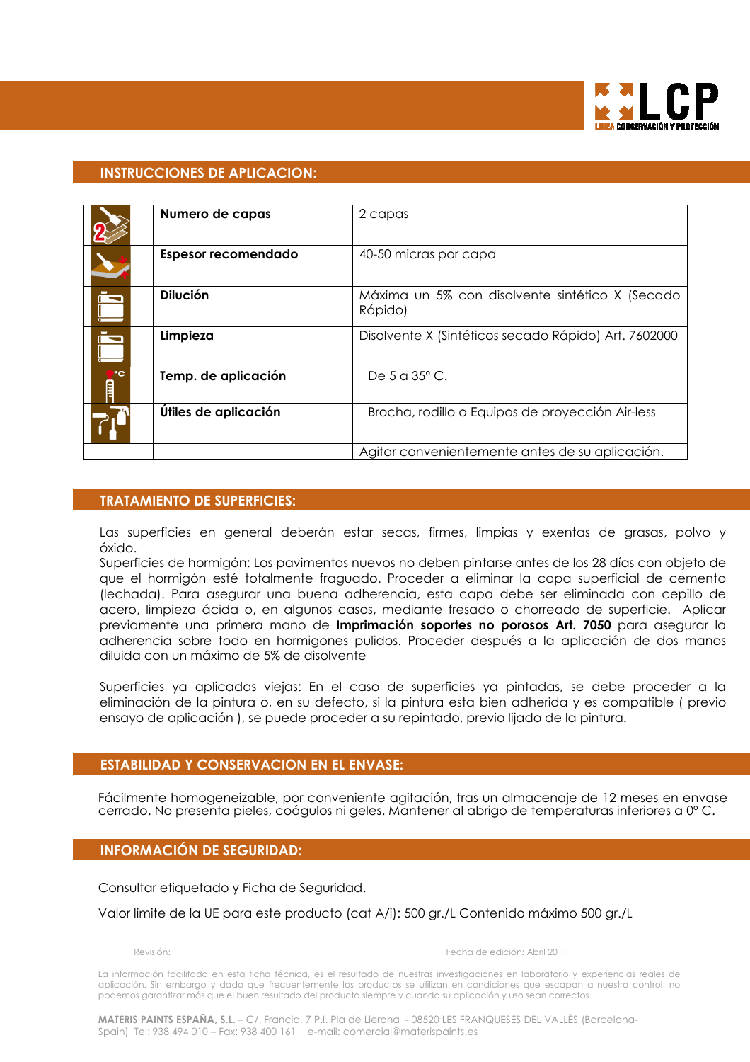## INSTRUCCIONES DE APLICACION:

| | | |
|---|---|---|
| | **Numero de capas** | 2 capas |
| | **Espesor recomendado** | 40-50 micras por capa |
| | **Dilución** | Máxima un 5% con disolvente sintético X (Secado Rápido) |
| | **Limpieza** | Disolvente X (Sintéticos secado Rápido) Art. 7602000 |
| | **Temp. de aplicación** | De 5 a 35º C. |
| | **Útiles de aplicación** | Brocha, rodillo o Equipos de proyección Air-less |
| | | Agitar convenientemente antes de su aplicación. |

## TRATAMIENTO DE SUPERFICIES:

Las superficies en general deberán estar secas, firmes, limpias y exentas de grasas, polvo y óxido.
Superficies de hormigón: Los pavimentos nuevos no deben pintarse antes de los 28 días con objeto de que el hormigón esté totalmente fraguado. Proceder a eliminar la capa superficial de cemento (lechada). Para asegurar una buena adherencia, esta capa debe ser eliminada con cepillo de acero, limpieza ácida o, en algunos casos, mediante fresado o chorreado de superficie. Aplicar previamente una primera mano de **Imprimación soportes no porosos Art. 7050** para asegurar la adherencia sobre todo en hormigones pulidos. Proceder después a la aplicación de dos manos diluida con un máximo de 5% de disolvente

Superficies ya aplicadas viejas: En el caso de superficies ya pintadas, se debe proceder a la eliminación de la pintura o, en su defecto, si la pintura esta bien adherida y es compatible ( previo ensayo de aplicación ), se puede proceder a su repintado, previo lijado de la pintura.

## ESTABILIDAD Y CONSERVACION EN EL ENVASE:

Fácilmente homogeneizable, por conveniente agitación, tras un almacenaje de 12 meses en envase cerrado. No presenta pieles, coágulos ni geles. Mantener al abrigo de temperaturas inferiores a 0º C.

## INFORMACIÓN DE SEGURIDAD:

Consultar etiquetado y Ficha de Seguridad.

Valor limite de la UE para este producto (cat A/i): 500 gr./L Contenido máximo 500 gr./L

Revisión: 1 Fecha de edición: Abril 2011

La información facilitada en esta ficha técnica, es el resultado de nuestras investigaciones en laboratorio y experiencias reales de aplicación. Sin embargo y dado que frecuentemente los productos se utilizan en condiciones que escapan a nuestro control, no podemos garantizar más que el buen resultado del producto siempre y cuando su aplicación y uso sean correctos.

**MATERIS PAINTS ESPAÑA, S.L.** – C/. Francia, 7 P.I. Pla de Llerona - 08520 LES FRANQUESES DEL VALLÈS (Barcelona-Spain) Tel: 938 494 010 – Fax: 938 400 161 e-mail: comercial@materispaints.es